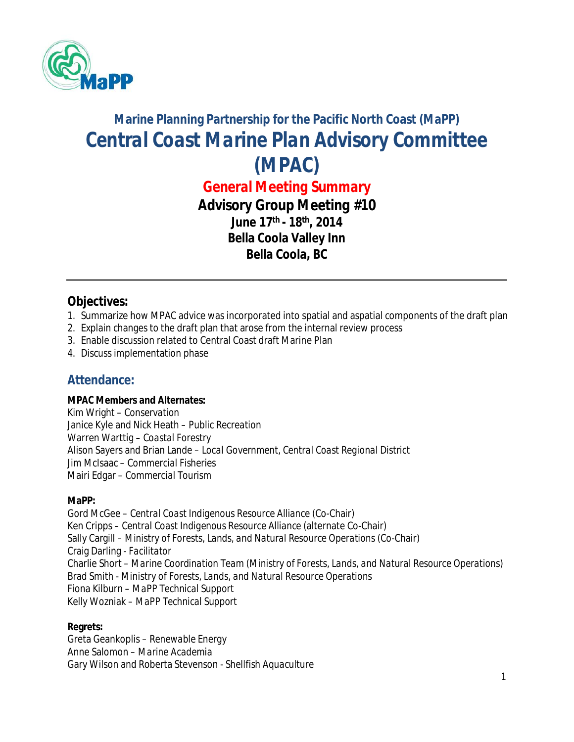# Marine Planning Partnership for the Pacific North Coast (MaPP)

# *Central Coast Marine Plan Advisory Committee (MPAC)*

## *General Meeting Summary*

**Advisory Group Meeting #10**
**June 17th - 18th, 2014**
**Bella Coola Valley Inn**
**Bella Coola, BC**

---

## Objectives:

1. Summarize how MPAC advice was incorporated into spatial and aspatial components of the draft plan
2. Explain changes to the draft plan that arose from the internal review process
3. Enable discussion related to Central Coast draft Marine Plan
4. Discuss implementation phase

## Attendance:

**MPAC Members and Alternates:**
Kim Wright – *Conservation*
Janice Kyle and Nick Heath – *Public Recreation*
Warren Warttig – *Coastal Forestry*
Alison Sayers and Brian Lande – *Local Government, Central Coast Regional District*
Jim McIsaac – *Commercial Fisheries*
Mairi Edgar – *Commercial Tourism*

**MaPP:**
Gord McGee – *Central Coast Indigenous Resource Alliance (Co-Chair)*
Ken Cripps – *Central Coast Indigenous Resource Alliance (alternate Co-Chair)*
Sally Cargill – *Ministry of Forests, Lands, and Natural Resource Operations (Co-Chair)*
Craig Darling - *Facilitator*
Charlie Short – *Marine Coordination Team (Ministry of Forests, Lands, and Natural Resource Operations)*
Brad Smith - *Ministry of Forests, Lands, and Natural Resource Operations*
Fiona Kilburn – *MaPP Technical Support*
Kelly Wozniak – *MaPP Technical Support*

**Regrets:**
Greta Geankoplis – *Renewable Energy*
Anne Salomon – *Marine Academia*
Gary Wilson and Roberta Stevenson - *Shellfish Aquaculture*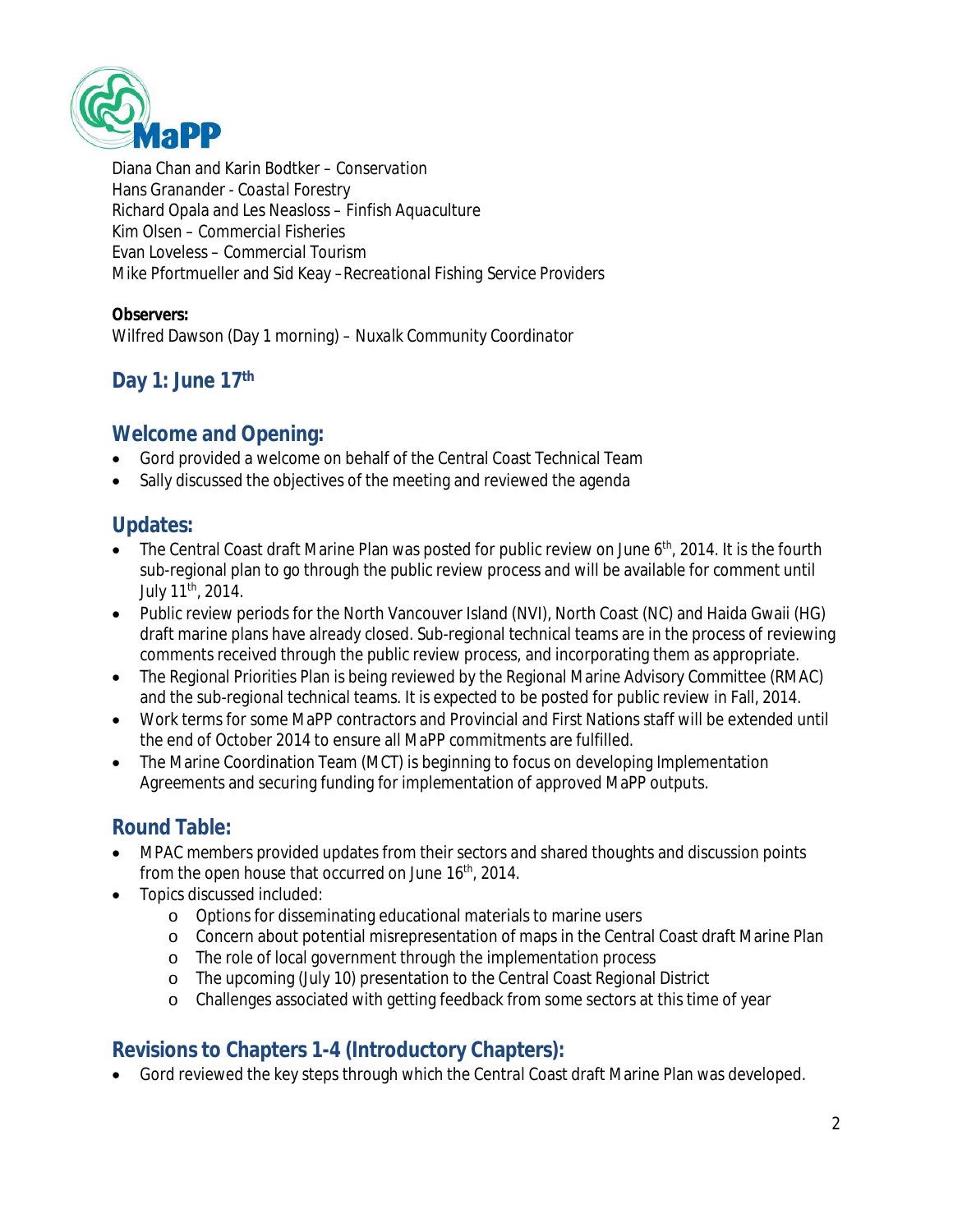Diana Chan and Karin Bodtker – *Conservation*
Hans Granander - *Coastal Forestry*
Richard Opala and Les Neasloss – *Finfish Aquaculture*
Kim Olsen – *Commercial Fisheries*
Evan Loveless – *Commercial Tourism*
Mike Pfortmueller and Sid Keay –*Recreational Fishing Service Providers*

**Observers:**
Wilfred Dawson (Day 1 morning) – *Nuxalk Community Coordinator*

## Day 1: June 17th

## Welcome and Opening:

- Gord provided a welcome on behalf of the Central Coast Technical Team
- Sally discussed the objectives of the meeting and reviewed the agenda

## Updates:

- The Central Coast draft Marine Plan was posted for public review on June 6th, 2014. It is the fourth sub-regional plan to go through the public review process and will be available for comment until July 11th, 2014.
- Public review periods for the North Vancouver Island (NVI), North Coast (NC) and Haida Gwaii (HG) draft marine plans have already closed. Sub-regional technical teams are in the process of reviewing comments received through the public review process, and incorporating them as appropriate.
- The Regional Priorities Plan is being reviewed by the Regional Marine Advisory Committee (RMAC) and the sub-regional technical teams. It is expected to be posted for public review in Fall, 2014.
- Work terms for some MaPP contractors and Provincial and First Nations staff will be extended until the end of October 2014 to ensure all MaPP commitments are fulfilled.
- The Marine Coordination Team (MCT) is beginning to focus on developing Implementation Agreements and securing funding for implementation of approved MaPP outputs.

## Round Table:

- MPAC members provided updates from their sectors and shared thoughts and discussion points from the open house that occurred on June 16th, 2014.
- Topics discussed included:
  - Options for disseminating educational materials to marine users
  - Concern about potential misrepresentation of maps in the Central Coast draft Marine Plan
  - The role of local government through the implementation process
  - The upcoming (July 10) presentation to the Central Coast Regional District
  - Challenges associated with getting feedback from some sectors at this time of year

## Revisions to Chapters 1-4 (Introductory Chapters):

- Gord reviewed the key steps through which the Central Coast draft Marine Plan was developed.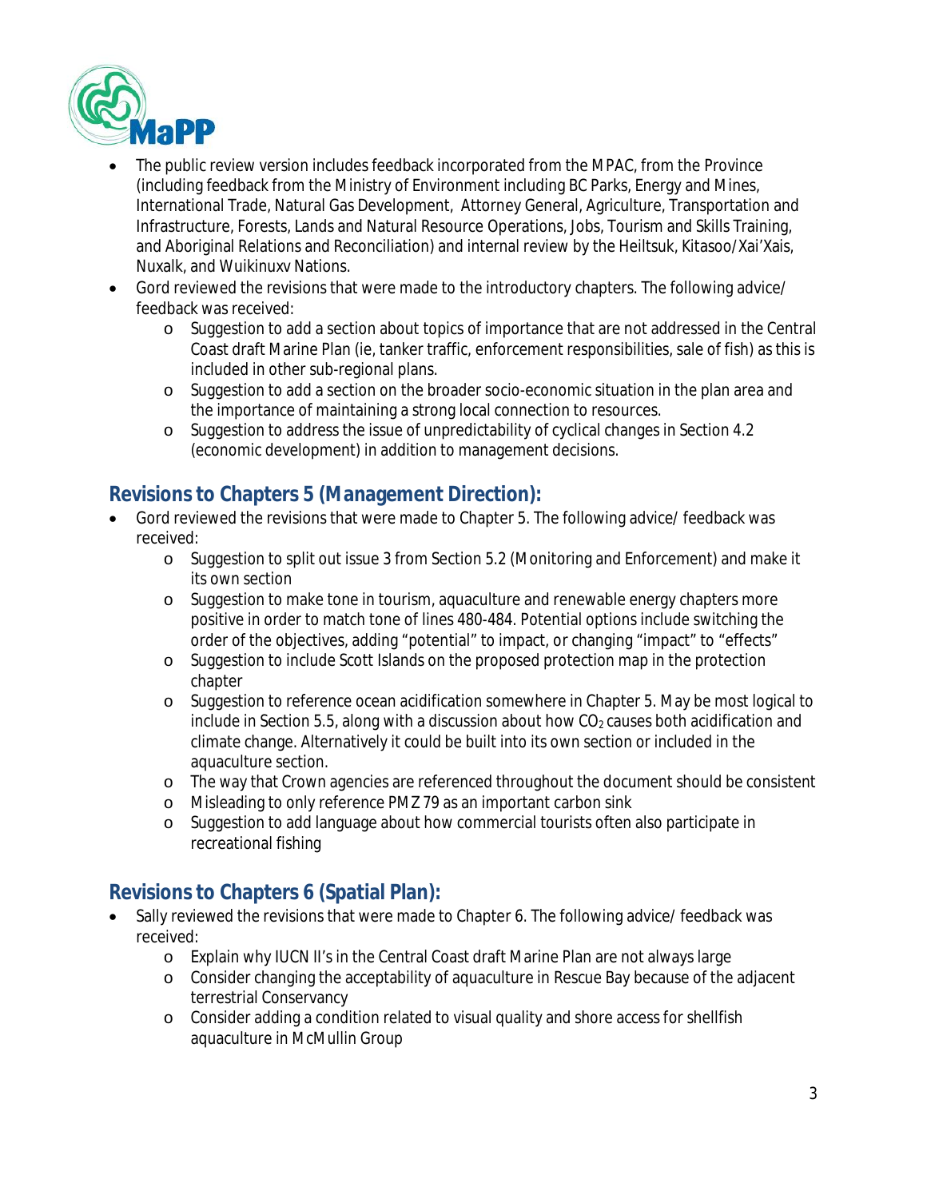- The public review version includes feedback incorporated from the MPAC, from the Province (including feedback from the Ministry of Environment including BC Parks, Energy and Mines, International Trade, Natural Gas Development, Attorney General, Agriculture, Transportation and Infrastructure, Forests, Lands and Natural Resource Operations, Jobs, Tourism and Skills Training, and Aboriginal Relations and Reconciliation) and internal review by the Heiltsuk, Kitasoo/Xai'Xais, Nuxalk, and Wuikinuxv Nations.
- Gord reviewed the revisions that were made to the introductory chapters. The following advice/ feedback was received:
  - Suggestion to add a section about topics of importance that are not addressed in the Central Coast draft Marine Plan (ie, tanker traffic, enforcement responsibilities, sale of fish) as this is included in other sub-regional plans.
  - Suggestion to add a section on the broader socio-economic situation in the plan area and the importance of maintaining a strong local connection to resources.
  - Suggestion to address the issue of unpredictability of cyclical changes in Section 4.2 (economic development) in addition to management decisions.

## Revisions to Chapters 5 (Management Direction):

- Gord reviewed the revisions that were made to Chapter 5. The following advice/ feedback was received:
  - Suggestion to split out issue 3 from Section 5.2 (Monitoring and Enforcement) and make it its own section
  - Suggestion to make tone in tourism, aquaculture and renewable energy chapters more positive in order to match tone of lines 480-484. Potential options include switching the order of the objectives, adding "potential" to impact, or changing "impact" to "effects"
  - Suggestion to include Scott Islands on the proposed protection map in the protection chapter
  - Suggestion to reference ocean acidification somewhere in Chapter 5. May be most logical to include in Section 5.5, along with a discussion about how $CO_2$ causes both acidification and climate change. Alternatively it could be built into its own section or included in the aquaculture section.
  - The way that Crown agencies are referenced throughout the document should be consistent
  - Misleading to only reference PMZ 79 as an important carbon sink
  - Suggestion to add language about how commercial tourists often also participate in recreational fishing

## Revisions to Chapters 6 (Spatial Plan):

- Sally reviewed the revisions that were made to Chapter 6. The following advice/ feedback was received:
  - Explain why IUCN II's in the Central Coast draft Marine Plan are not always large
  - Consider changing the acceptability of aquaculture in Rescue Bay because of the adjacent terrestrial Conservancy
  - Consider adding a condition related to visual quality and shore access for shellfish aquaculture in McMullin Group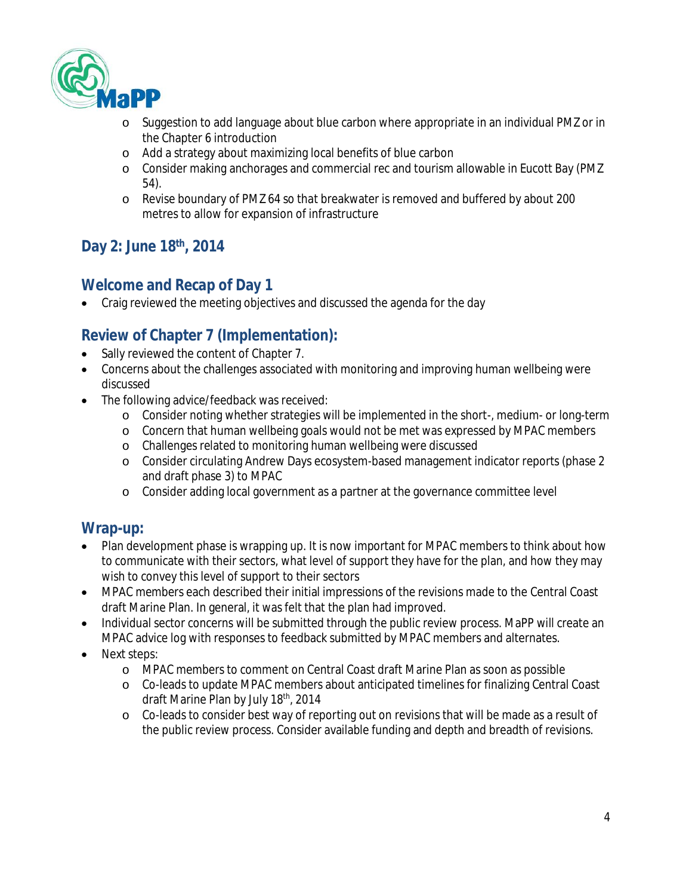- Suggestion to add language about blue carbon where appropriate in an individual PMZ or in the Chapter 6 introduction
  - Add a strategy about maximizing local benefits of blue carbon
  - Consider making anchorages and commercial rec and tourism allowable in Eucott Bay (PMZ 54).
  - Revise boundary of PMZ 64 so that breakwater is removed and buffered by about 200 metres to allow for expansion of infrastructure

## Day 2: June 18th, 2014

### Welcome and Recap of Day 1

- Craig reviewed the meeting objectives and discussed the agenda for the day

### Review of Chapter 7 (Implementation):

- Sally reviewed the content of Chapter 7.
- Concerns about the challenges associated with monitoring and improving human wellbeing were discussed
- The following advice/feedback was received:
  - Consider noting whether strategies will be implemented in the short-, medium- or long-term
  - Concern that human wellbeing goals would not be met was expressed by MPAC members
  - Challenges related to monitoring human wellbeing were discussed
  - Consider circulating Andrew Days ecosystem-based management indicator reports (phase 2 and draft phase 3) to MPAC
  - Consider adding local government as a partner at the governance committee level

### Wrap-up:

- Plan development phase is wrapping up. It is now important for MPAC members to think about how to communicate with their sectors, what level of support they have for the plan, and how they may wish to convey this level of support to their sectors
- MPAC members each described their initial impressions of the revisions made to the Central Coast draft Marine Plan. In general, it was felt that the plan had improved.
- Individual sector concerns will be submitted through the public review process. MaPP will create an MPAC advice log with responses to feedback submitted by MPAC members and alternates.
- Next steps:
  - MPAC members to comment on Central Coast draft Marine Plan as soon as possible
  - Co-leads to update MPAC members about anticipated timelines for finalizing Central Coast draft Marine Plan by July 18th, 2014
  - Co-leads to consider best way of reporting out on revisions that will be made as a result of the public review process. Consider available funding and depth and breadth of revisions.